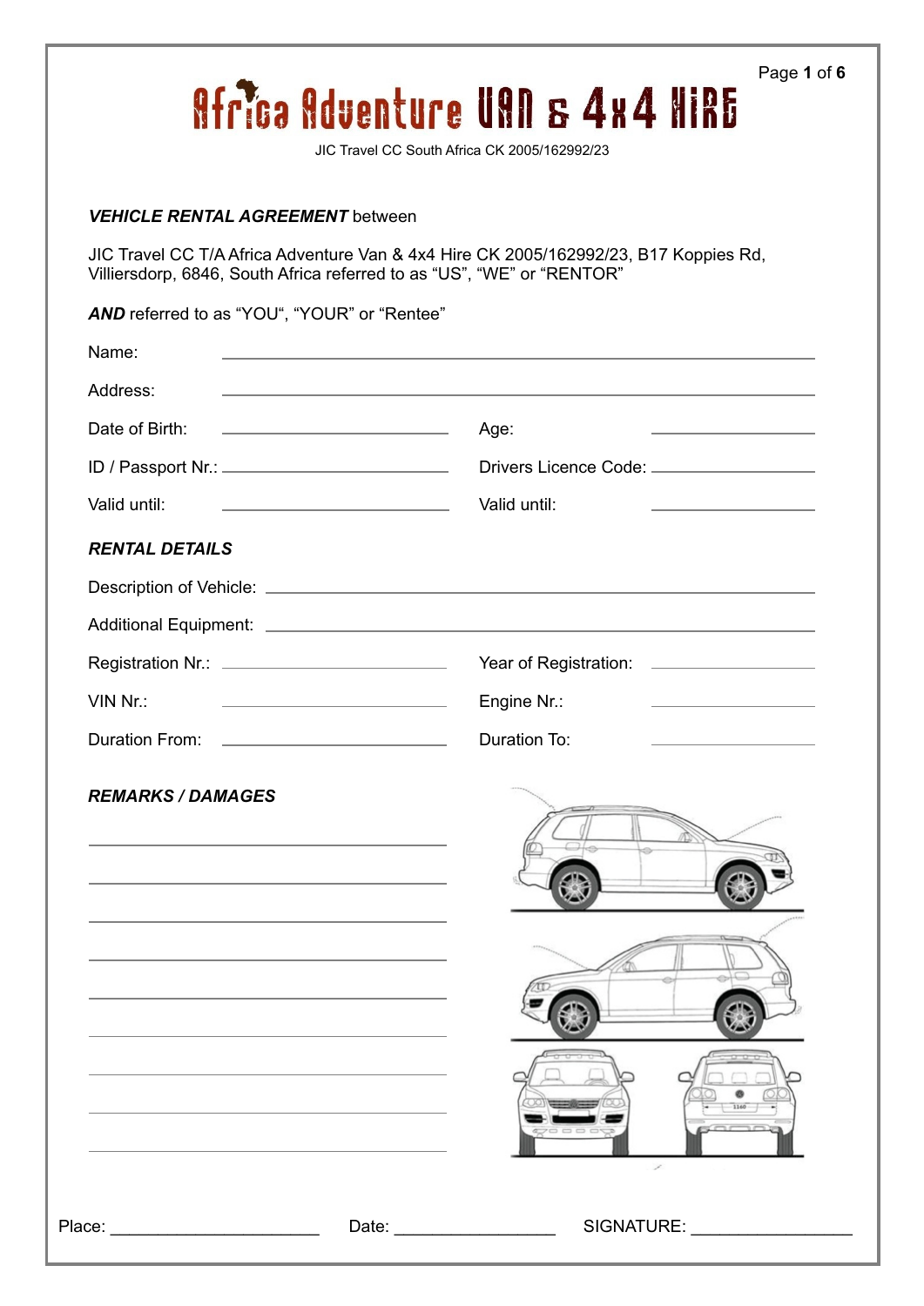# Africa Adventure VAN & 4x4 HIRE

JIC Travel CC South Africa CK 2005/162992/23

***VEHICLE RENTAL AGREEMENT*** between

JIC Travel CC T/A Africa Adventure Van & 4x4 Hire CK 2005/162992/23, B17 Koppies Rd, Villiersdorp, 6846, South Africa referred to as "US", "WE" or "RENTOR"

***AND*** referred to as "YOU", "YOUR" or "Rentee"

Name: ______________________________

Address: ______________________________

Date of Birth: ____________________ Age: ____________

ID / Passport Nr.: ____________________ Drivers Licence Code: ____________

Valid until: ____________________ Valid until: ____________

***RENTAL DETAILS***

Description of Vehicle: ______________________________

Additional Equipment: ______________________________

Registration Nr.: ____________________ Year of Registration: ____________

VIN Nr.: ____________________ Engine Nr.: ____________

Duration From: ____________________ Duration To: ____________

***REMARKS / DAMAGES***

______________________________

______________________________

______________________________

______________________________

______________________________

______________________________

______________________________

______________________________

______________________________

Place: ____________________ Date: ____________________ SIGNATURE: ____________________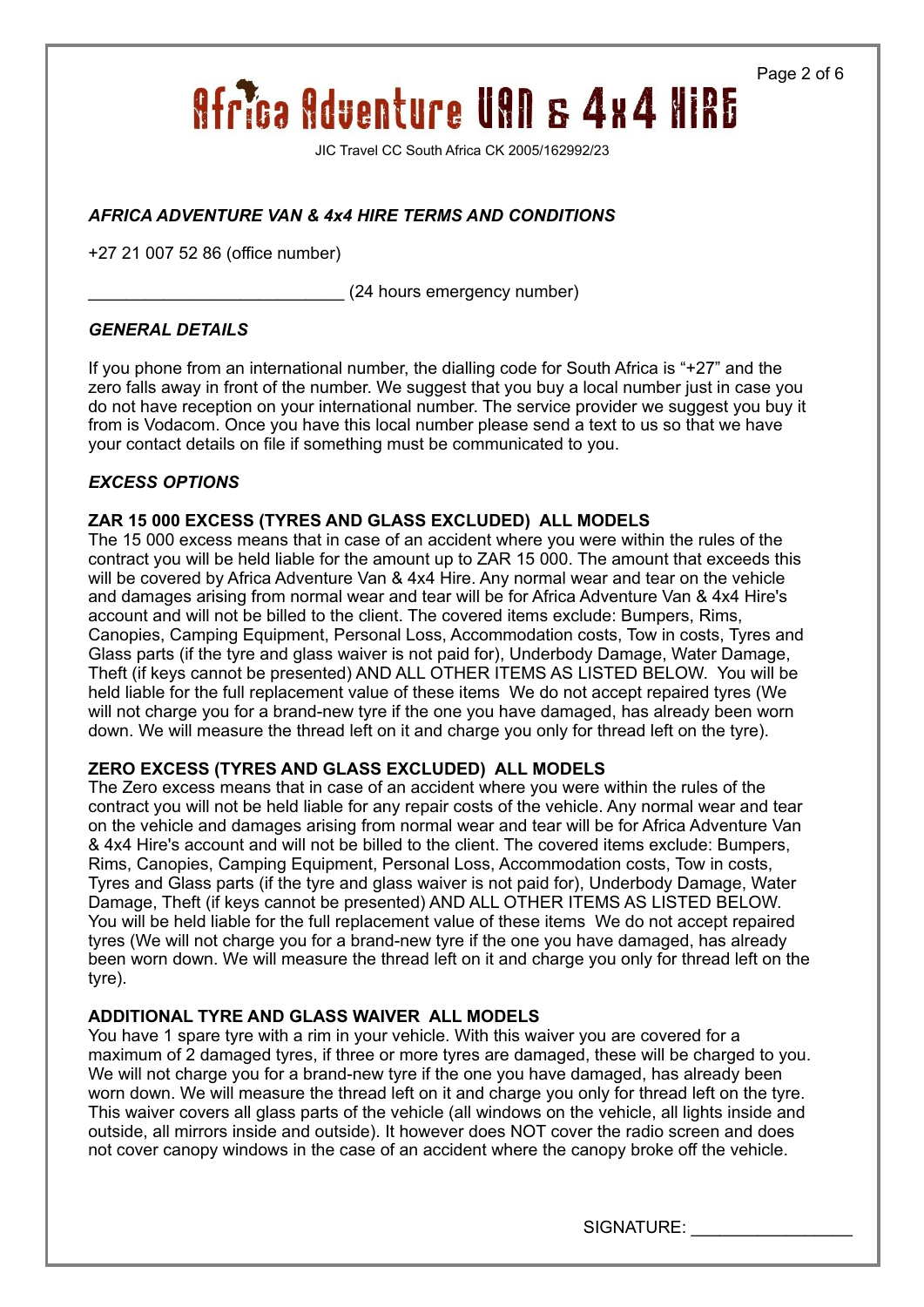# Africa Adventure VAN & 4x4 HIRE

JIC Travel CC South Africa CK 2005/162992/23

## *AFRICA ADVENTURE VAN & 4x4 HIRE TERMS AND CONDITIONS*

+27 21 007 52 86 (office number)

___________________________ (24 hours emergency number)

### *GENERAL DETAILS*

If you phone from an international number, the dialling code for South Africa is "+27" and the zero falls away in front of the number. We suggest that you buy a local number just in case you do not have reception on your international number. The service provider we suggest you buy it from is Vodacom. Once you have this local number please send a text to us so that we have your contact details on file if something must be communicated to you.

### *EXCESS OPTIONS*

**ZAR 15 000 EXCESS (TYRES AND GLASS EXCLUDED) ALL MODELS**
The 15 000 excess means that in case of an accident where you were within the rules of the contract you will be held liable for the amount up to ZAR 15 000. The amount that exceeds this will be covered by Africa Adventure Van & 4x4 Hire. Any normal wear and tear on the vehicle and damages arising from normal wear and tear will be for Africa Adventure Van & 4x4 Hire's account and will not be billed to the client. The covered items exclude: Bumpers, Rims, Canopies, Camping Equipment, Personal Loss, Accommodation costs, Tow in costs, Tyres and Glass parts (if the tyre and glass waiver is not paid for), Underbody Damage, Water Damage, Theft (if keys cannot be presented) AND ALL OTHER ITEMS AS LISTED BELOW. You will be held liable for the full replacement value of these items We do not accept repaired tyres (We will not charge you for a brand-new tyre if the one you have damaged, has already been worn down. We will measure the thread left on it and charge you only for thread left on the tyre).

**ZERO EXCESS (TYRES AND GLASS EXCLUDED) ALL MODELS**
The Zero excess means that in case of an accident where you were within the rules of the contract you will not be held liable for any repair costs of the vehicle. Any normal wear and tear on the vehicle and damages arising from normal wear and tear will be for Africa Adventure Van & 4x4 Hire's account and will not be billed to the client. The covered items exclude: Bumpers, Rims, Canopies, Camping Equipment, Personal Loss, Accommodation costs, Tow in costs, Tyres and Glass parts (if the tyre and glass waiver is not paid for), Underbody Damage, Water Damage, Theft (if keys cannot be presented) AND ALL OTHER ITEMS AS LISTED BELOW. You will be held liable for the full replacement value of these items We do not accept repaired tyres (We will not charge you for a brand-new tyre if the one you have damaged, has already been worn down. We will measure the thread left on it and charge you only for thread left on the tyre).

**ADDITIONAL TYRE AND GLASS WAIVER ALL MODELS**
You have 1 spare tyre with a rim in your vehicle. With this waiver you are covered for a maximum of 2 damaged tyres, if three or more tyres are damaged, these will be charged to you. We will not charge you for a brand-new tyre if the one you have damaged, has already been worn down. We will measure the thread left on it and charge you only for thread left on the tyre. This waiver covers all glass parts of the vehicle (all windows on the vehicle, all lights inside and outside, all mirrors inside and outside). It however does NOT cover the radio screen and does not cover canopy windows in the case of an accident where the canopy broke off the vehicle.

SIGNATURE: _________________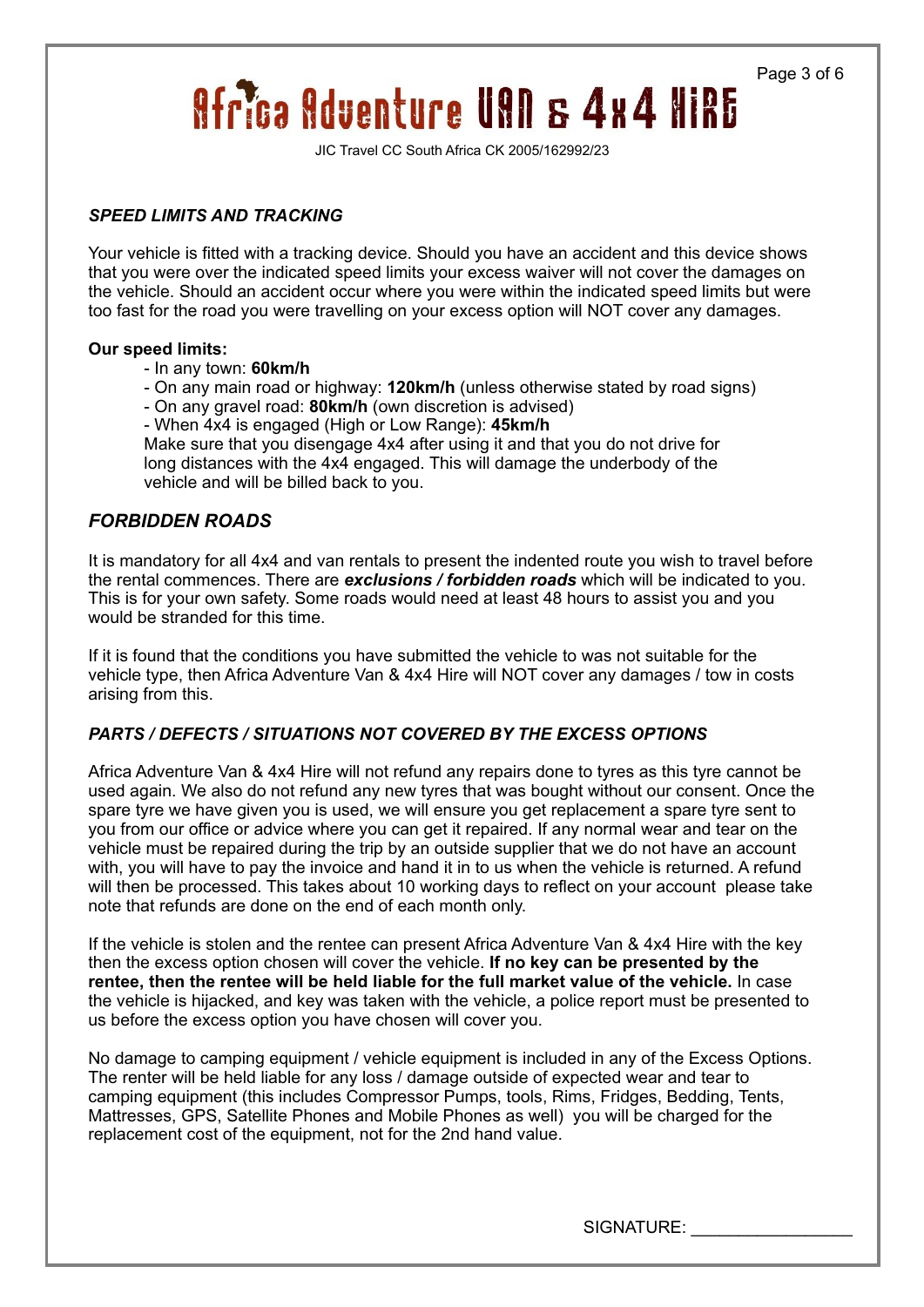# Africa Adventure VAN & 4x4 HIRE

JIC Travel CC South Africa CK 2005/162992/23

## *SPEED LIMITS AND TRACKING*

Your vehicle is fitted with a tracking device. Should you have an accident and this device shows that you were over the indicated speed limits your excess waiver will not cover the damages on the vehicle. Should an accident occur where you were within the indicated speed limits but were too fast for the road you were travelling on your excess option will NOT cover any damages.

**Our speed limits:**

- In any town: **60km/h**
- On any main road or highway: **120km/h** (unless otherwise stated by road signs)
- On any gravel road: **80km/h** (own discretion is advised)
- When 4x4 is engaged (High or Low Range): **45km/h**

Make sure that you disengage 4x4 after using it and that you do not drive for long distances with the 4x4 engaged. This will damage the underbody of the vehicle and will be billed back to you.

## *FORBIDDEN ROADS*

It is mandatory for all 4x4 and van rentals to present the indented route you wish to travel before the rental commences. There are ***exclusions / forbidden roads*** which will be indicated to you. This is for your own safety. Some roads would need at least 48 hours to assist you and you would be stranded for this time.

If it is found that the conditions you have submitted the vehicle to was not suitable for the vehicle type, then Africa Adventure Van & 4x4 Hire will NOT cover any damages / tow in costs arising from this.

## *PARTS / DEFECTS / SITUATIONS NOT COVERED BY THE EXCESS OPTIONS*

Africa Adventure Van & 4x4 Hire will not refund any repairs done to tyres as this tyre cannot be used again. We also do not refund any new tyres that was bought without our consent. Once the spare tyre we have given you is used, we will ensure you get replacement a spare tyre sent to you from our office or advice where you can get it repaired. If any normal wear and tear on the vehicle must be repaired during the trip by an outside supplier that we do not have an account with, you will have to pay the invoice and hand it in to us when the vehicle is returned. A refund will then be processed. This takes about 10 working days to reflect on your account please take note that refunds are done on the end of each month only.

If the vehicle is stolen and the rentee can present Africa Adventure Van & 4x4 Hire with the key then the excess option chosen will cover the vehicle. **If no key can be presented by the rentee, then the rentee will be held liable for the full market value of the vehicle.** In case the vehicle is hijacked, and key was taken with the vehicle, a police report must be presented to us before the excess option you have chosen will cover you.

No damage to camping equipment / vehicle equipment is included in any of the Excess Options. The renter will be held liable for any loss / damage outside of expected wear and tear to camping equipment (this includes Compressor Pumps, tools, Rims, Fridges, Bedding, Tents, Mattresses, GPS, Satellite Phones and Mobile Phones as well) you will be charged for the replacement cost of the equipment, not for the 2nd hand value.

SIGNATURE: ________________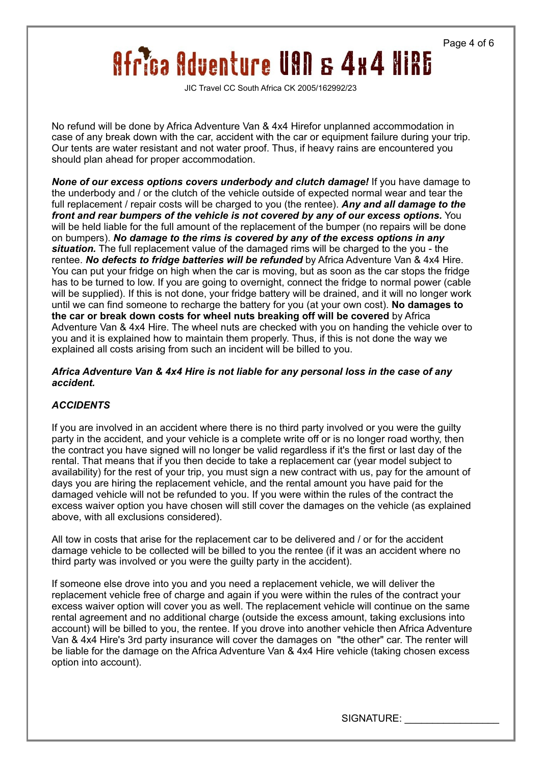No refund will be done by Africa Adventure Van & 4x4 Hirefor unplanned accommodation in case of any break down with the car, accident with the car or equipment failure during your trip. Our tents are water resistant and not water proof. Thus, if heavy rains are encountered you should plan ahead for proper accommodation.

***None of our excess options covers underbody and clutch damage!*** If you have damage to the underbody and / or the clutch of the vehicle outside of expected normal wear and tear the full replacement / repair costs will be charged to you (the rentee). ***Any and all damage to the front and rear bumpers of the vehicle is not covered by any of our excess options.*** You will be held liable for the full amount of the replacement of the bumper (no repairs will be done on bumpers). ***No damage to the rims is covered by any of the excess options in any situation.*** The full replacement value of the damaged rims will be charged to the you - the rentee. ***No defects to fridge batteries will be refunded*** by Africa Adventure Van & 4x4 Hire. You can put your fridge on high when the car is moving, but as soon as the car stops the fridge has to be turned to low. If you are going to overnight, connect the fridge to normal power (cable will be supplied). If this is not done, your fridge battery will be drained, and it will no longer work until we can find someone to recharge the battery for you (at your own cost). **No damages to the car or break down costs for wheel nuts breaking off will be covered** by Africa Adventure Van & 4x4 Hire. The wheel nuts are checked with you on handing the vehicle over to you and it is explained how to maintain them properly. Thus, if this is not done the way we explained all costs arising from such an incident will be billed to you.

***Africa Adventure Van & 4x4 Hire is not liable for any personal loss in the case of any accident.***

## *ACCIDENTS*

If you are involved in an accident where there is no third party involved or you were the guilty party in the accident, and your vehicle is a complete write off or is no longer road worthy, then the contract you have signed will no longer be valid regardless if it's the first or last day of the rental. That means that if you then decide to take a replacement car (year model subject to availability) for the rest of your trip, you must sign a new contract with us, pay for the amount of days you are hiring the replacement vehicle, and the rental amount you have paid for the damaged vehicle will not be refunded to you. If you were within the rules of the contract the excess waiver option you have chosen will still cover the damages on the vehicle (as explained above, with all exclusions considered).

All tow in costs that arise for the replacement car to be delivered and / or for the accident damage vehicle to be collected will be billed to you the rentee (if it was an accident where no third party was involved or you were the guilty party in the accident).

If someone else drove into you and you need a replacement vehicle, we will deliver the replacement vehicle free of charge and again if you were within the rules of the contract your excess waiver option will cover you as well. The replacement vehicle will continue on the same rental agreement and no additional charge (outside the excess amount, taking exclusions into account) will be billed to you, the rentee. If you drove into another vehicle then Africa Adventure Van & 4x4 Hire's 3rd party insurance will cover the damages on "the other" car. The renter will be liable for the damage on the Africa Adventure Van & 4x4 Hire vehicle (taking chosen excess option into account).

SIGNATURE: ________________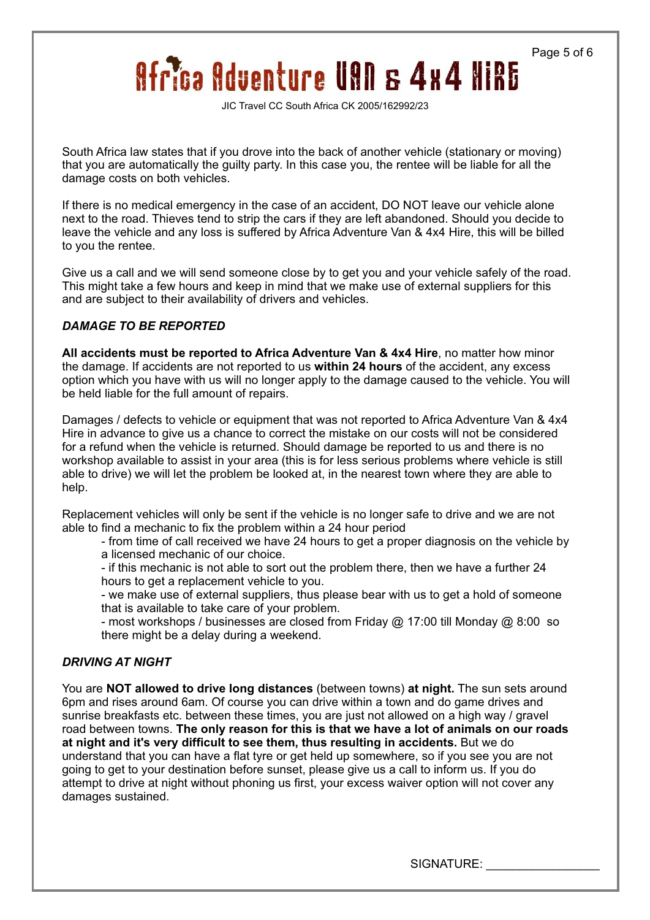South Africa law states that if you drove into the back of another vehicle (stationary or moving) that you are automatically the guilty party. In this case you, the rentee will be liable for all the damage costs on both vehicles.

If there is no medical emergency in the case of an accident, DO NOT leave our vehicle alone next to the road. Thieves tend to strip the cars if they are left abandoned. Should you decide to leave the vehicle and any loss is suffered by Africa Adventure Van & 4x4 Hire, this will be billed to you the rentee.

Give us a call and we will send someone close by to get you and your vehicle safely of the road. This might take a few hours and keep in mind that we make use of external suppliers for this and are subject to their availability of drivers and vehicles.

***DAMAGE TO BE REPORTED***

**All accidents must be reported to Africa Adventure Van & 4x4 Hire**, no matter how minor the damage. If accidents are not reported to us **within 24 hours** of the accident, any excess option which you have with us will no longer apply to the damage caused to the vehicle. You will be held liable for the full amount of repairs.

Damages / defects to vehicle or equipment that was not reported to Africa Adventure Van & 4x4 Hire in advance to give us a chance to correct the mistake on our costs will not be considered for a refund when the vehicle is returned. Should damage be reported to us and there is no workshop available to assist in your area (this is for less serious problems where vehicle is still able to drive) we will let the problem be looked at, in the nearest town where they are able to help.

Replacement vehicles will only be sent if the vehicle is no longer safe to drive and we are not able to find a mechanic to fix the problem within a 24 hour period

- from time of call received we have 24 hours to get a proper diagnosis on the vehicle by a licensed mechanic of our choice.
- if this mechanic is not able to sort out the problem there, then we have a further 24 hours to get a replacement vehicle to you.
- we make use of external suppliers, thus please bear with us to get a hold of someone that is available to take care of your problem.
- most workshops / businesses are closed from Friday @ 17:00 till Monday @ 8:00 so there might be a delay during a weekend.

***DRIVING AT NIGHT***

You are **NOT allowed to drive long distances** (between towns) **at night.** The sun sets around 6pm and rises around 6am. Of course you can drive within a town and do game drives and sunrise breakfasts etc. between these times, you are just not allowed on a high way / gravel road between towns. **The only reason for this is that we have a lot of animals on our roads at night and it's very difficult to see them, thus resulting in accidents.** But we do understand that you can have a flat tyre or get held up somewhere, so if you see you are not going to get to your destination before sunset, please give us a call to inform us. If you do attempt to drive at night without phoning us first, your excess waiver option will not cover any damages sustained.

SIGNATURE: ________________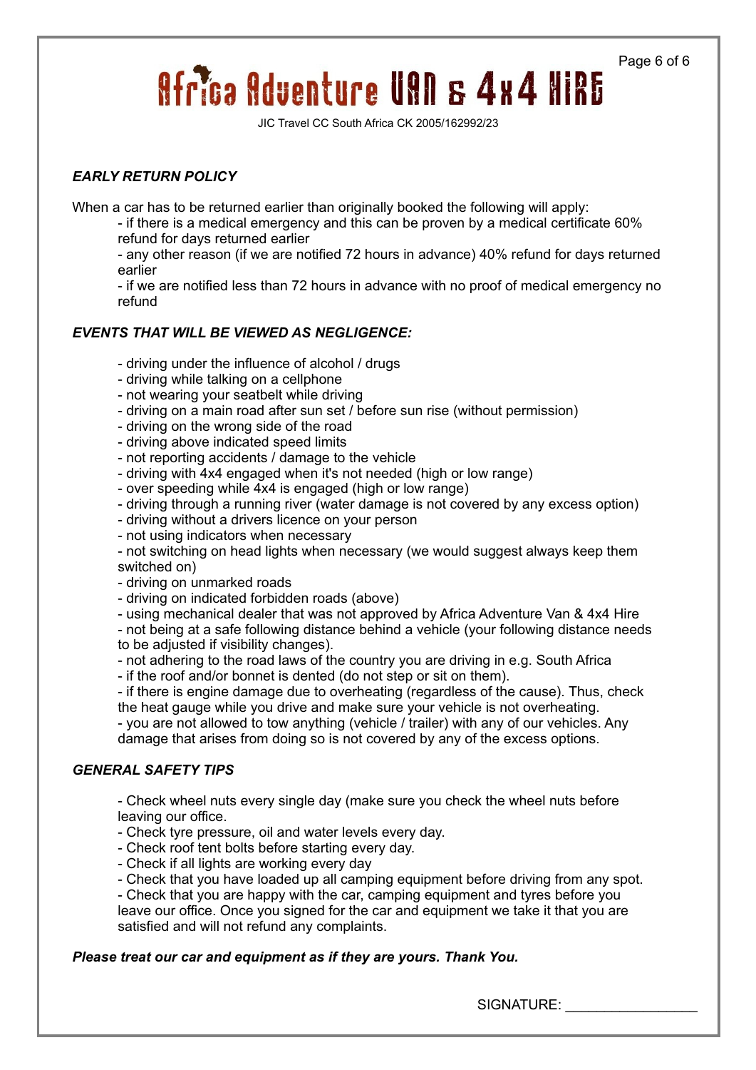# Africa Adventure VAN & 4x4 HIRE

JIC Travel CC South Africa CK 2005/162992/23

### *EARLY RETURN POLICY*

When a car has to be returned earlier than originally booked the following will apply:

- if there is a medical emergency and this can be proven by a medical certificate 60% refund for days returned earlier
- any other reason (if we are notified 72 hours in advance) 40% refund for days returned earlier
- if we are notified less than 72 hours in advance with no proof of medical emergency no refund

### *EVENTS THAT WILL BE VIEWED AS NEGLIGENCE:*

- driving under the influence of alcohol / drugs
- driving while talking on a cellphone
- not wearing your seatbelt while driving
- driving on a main road after sun set / before sun rise (without permission)
- driving on the wrong side of the road
- driving above indicated speed limits
- not reporting accidents / damage to the vehicle
- driving with 4x4 engaged when it's not needed (high or low range)
- over speeding while 4x4 is engaged (high or low range)
- driving through a running river (water damage is not covered by any excess option)
- driving without a drivers licence on your person
- not using indicators when necessary
- not switching on head lights when necessary (we would suggest always keep them switched on)
- driving on unmarked roads
- driving on indicated forbidden roads (above)
- using mechanical dealer that was not approved by Africa Adventure Van & 4x4 Hire
- not being at a safe following distance behind a vehicle (your following distance needs to be adjusted if visibility changes).
- not adhering to the road laws of the country you are driving in e.g. South Africa
- if the roof and/or bonnet is dented (do not step or sit on them).
- if there is engine damage due to overheating (regardless of the cause). Thus, check the heat gauge while you drive and make sure your vehicle is not overheating.
- you are not allowed to tow anything (vehicle / trailer) with any of our vehicles. Any damage that arises from doing so is not covered by any of the excess options.

### *GENERAL SAFETY TIPS*

- Check wheel nuts every single day (make sure you check the wheel nuts before leaving our office.
- Check tyre pressure, oil and water levels every day.
- Check roof tent bolts before starting every day.
- Check if all lights are working every day
- Check that you have loaded up all camping equipment before driving from any spot.
- Check that you are happy with the car, camping equipment and tyres before you leave our office. Once you signed for the car and equipment we take it that you are satisfied and will not refund any complaints.

***Please treat our car and equipment as if they are yours. Thank You.***

SIGNATURE: ________________